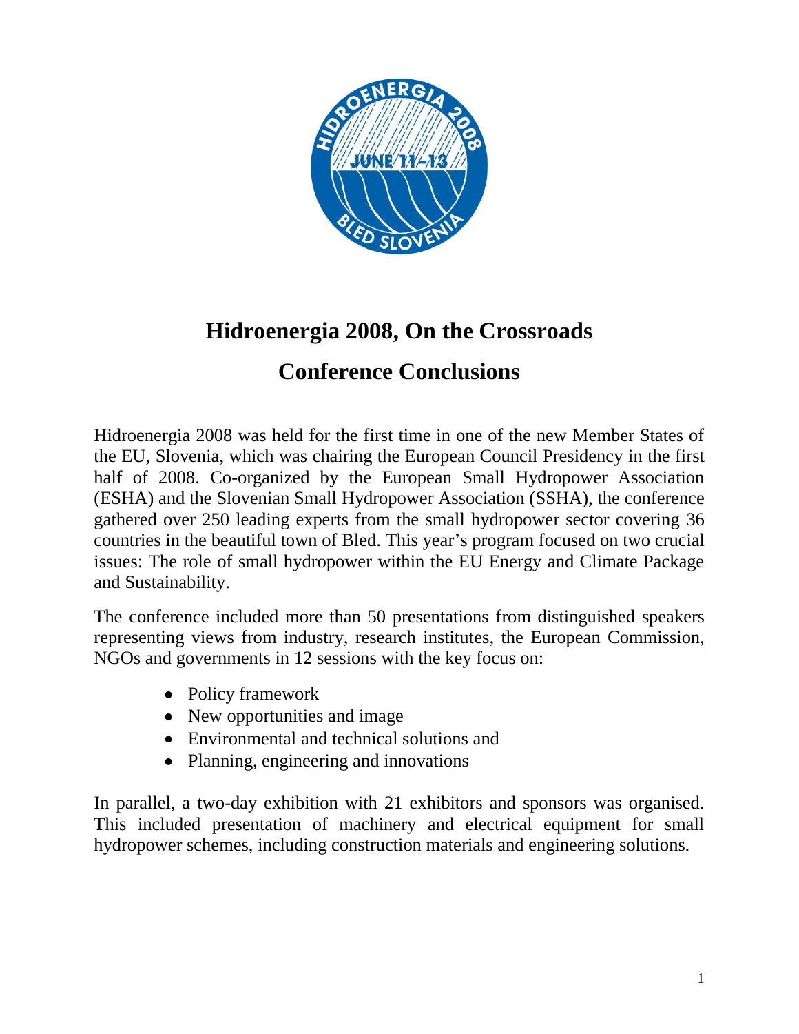# Hidroenergia 2008, On the Crossroads

## Conference Conclusions

Hidroenergia 2008 was held for the first time in one of the new Member States of the EU, Slovenia, which was chairing the European Council Presidency in the first half of 2008. Co-organized by the European Small Hydropower Association (ESHA) and the Slovenian Small Hydropower Association (SSHA), the conference gathered over 250 leading experts from the small hydropower sector covering 36 countries in the beautiful town of Bled. This year's program focused on two crucial issues: The role of small hydropower within the EU Energy and Climate Package and Sustainability.

The conference included more than 50 presentations from distinguished speakers representing views from industry, research institutes, the European Commission, NGOs and governments in 12 sessions with the key focus on:

- Policy framework
- New opportunities and image
- Environmental and technical solutions and
- Planning, engineering and innovations

In parallel, a two-day exhibition with 21 exhibitors and sponsors was organised. This included presentation of machinery and electrical equipment for small hydropower schemes, including construction materials and engineering solutions.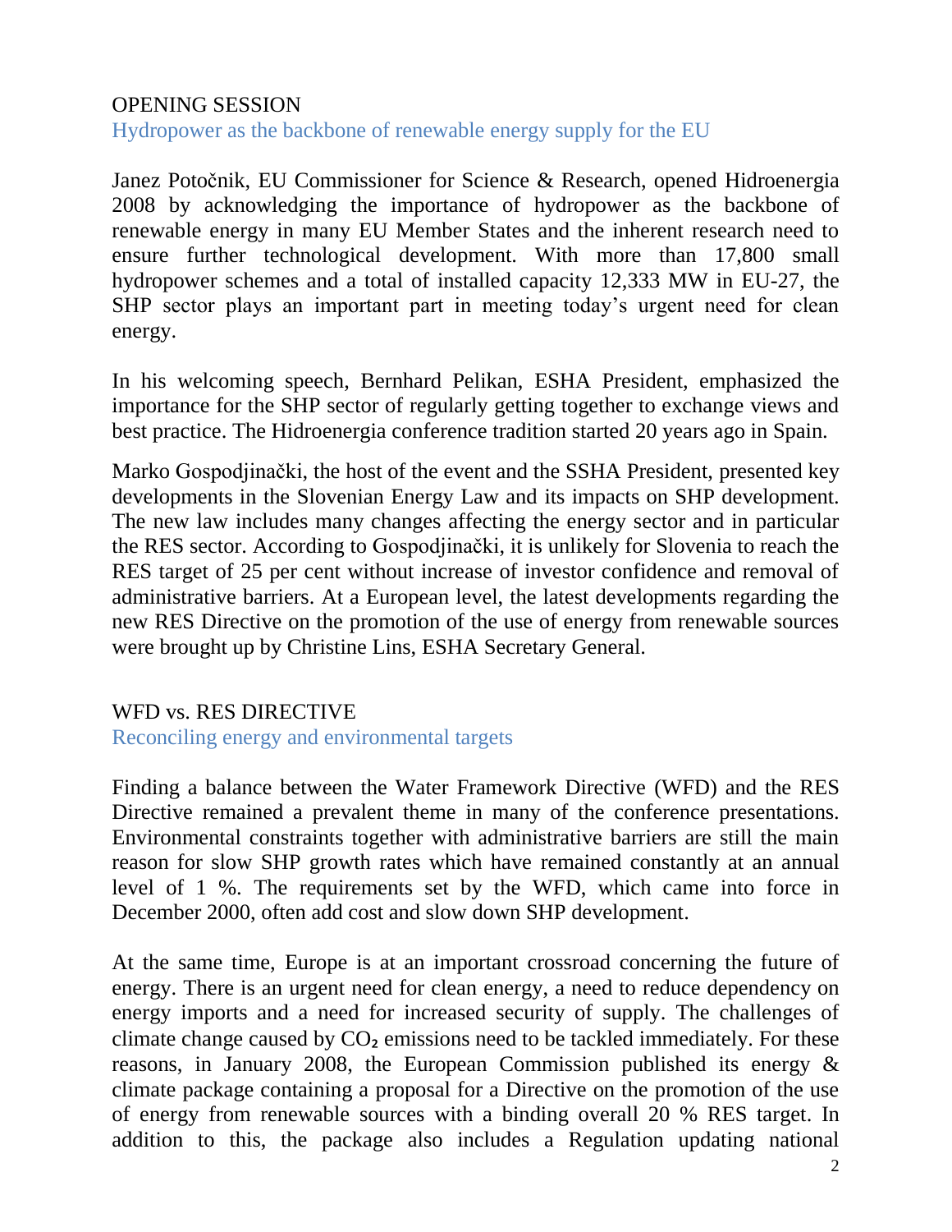## OPENING SESSION

### Hydropower as the backbone of renewable energy supply for the EU

Janez Potočnik, EU Commissioner for Science & Research, opened Hidroenergia 2008 by acknowledging the importance of hydropower as the backbone of renewable energy in many EU Member States and the inherent research need to ensure further technological development. With more than 17,800 small hydropower schemes and a total of installed capacity 12,333 MW in EU-27, the SHP sector plays an important part in meeting today's urgent need for clean energy.

In his welcoming speech, Bernhard Pelikan, ESHA President, emphasized the importance for the SHP sector of regularly getting together to exchange views and best practice. The Hidroenergia conference tradition started 20 years ago in Spain.

Marko Gospodjinački, the host of the event and the SSHA President, presented key developments in the Slovenian Energy Law and its impacts on SHP development. The new law includes many changes affecting the energy sector and in particular the RES sector. According to Gospodjinački, it is unlikely for Slovenia to reach the RES target of 25 per cent without increase of investor confidence and removal of administrative barriers. At a European level, the latest developments regarding the new RES Directive on the promotion of the use of energy from renewable sources were brought up by Christine Lins, ESHA Secretary General.

## WFD vs. RES DIRECTIVE

### Reconciling energy and environmental targets

Finding a balance between the Water Framework Directive (WFD) and the RES Directive remained a prevalent theme in many of the conference presentations. Environmental constraints together with administrative barriers are still the main reason for slow SHP growth rates which have remained constantly at an annual level of 1 %. The requirements set by the WFD, which came into force in December 2000, often add cost and slow down SHP development.

At the same time, Europe is at an important crossroad concerning the future of energy. There is an urgent need for clean energy, a need to reduce dependency on energy imports and a need for increased security of supply. The challenges of climate change caused by $CO_2$ emissions need to be tackled immediately. For these reasons, in January 2008, the European Commission published its energy & climate package containing a proposal for a Directive on the promotion of the use of energy from renewable sources with a binding overall 20 % RES target. In addition to this, the package also includes a Regulation updating national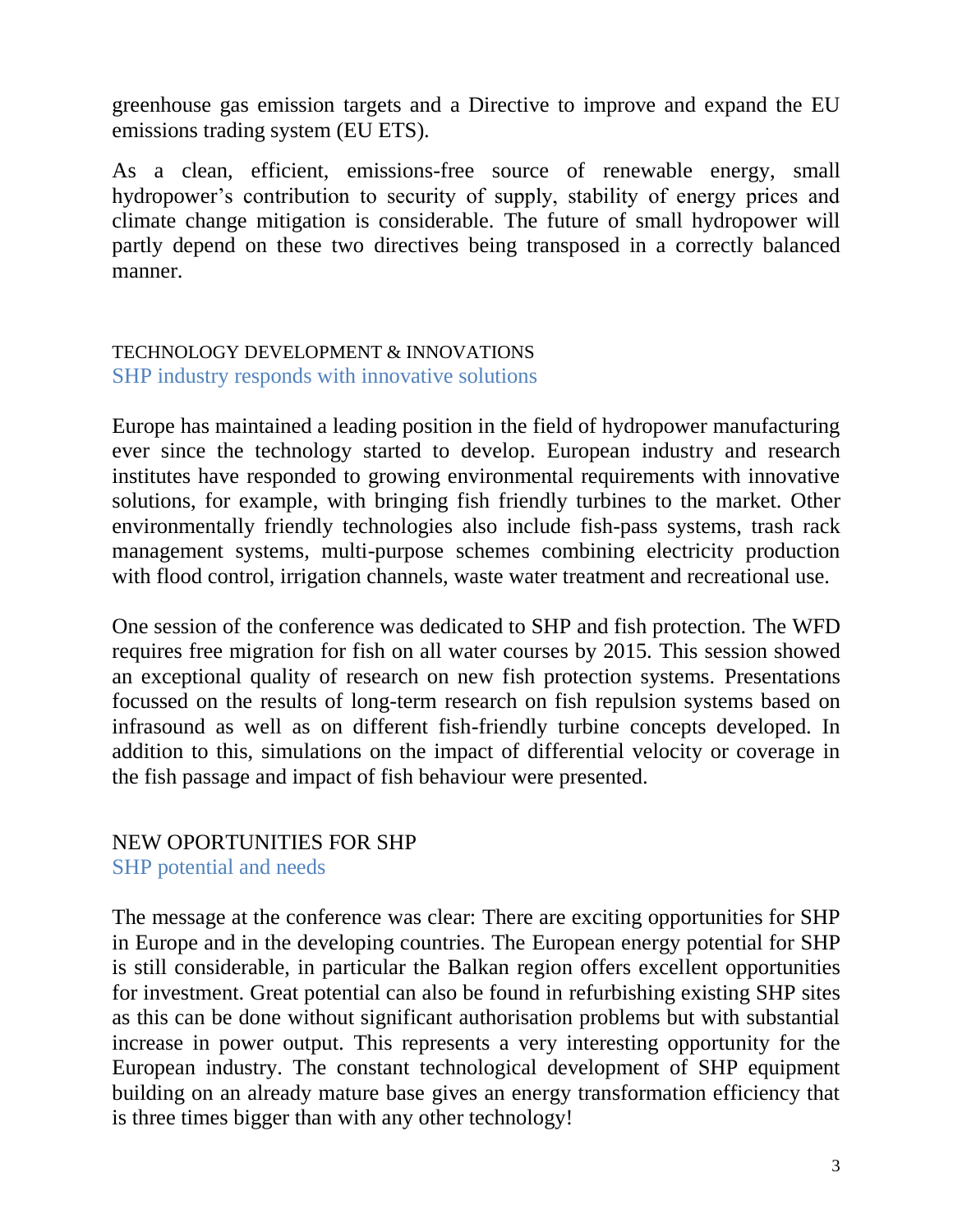greenhouse gas emission targets and a Directive to improve and expand the EU emissions trading system (EU ETS).

As a clean, efficient, emissions-free source of renewable energy, small hydropower's contribution to security of supply, stability of energy prices and climate change mitigation is considerable. The future of small hydropower will partly depend on these two directives being transposed in a correctly balanced manner.

## TECHNOLOGY DEVELOPMENT & INNOVATIONS

### SHP industry responds with innovative solutions

Europe has maintained a leading position in the field of hydropower manufacturing ever since the technology started to develop. European industry and research institutes have responded to growing environmental requirements with innovative solutions, for example, with bringing fish friendly turbines to the market. Other environmentally friendly technologies also include fish-pass systems, trash rack management systems, multi-purpose schemes combining electricity production with flood control, irrigation channels, waste water treatment and recreational use.

One session of the conference was dedicated to SHP and fish protection. The WFD requires free migration for fish on all water courses by 2015. This session showed an exceptional quality of research on new fish protection systems. Presentations focussed on the results of long-term research on fish repulsion systems based on infrasound as well as on different fish-friendly turbine concepts developed. In addition to this, simulations on the impact of differential velocity or coverage in the fish passage and impact of fish behaviour were presented.

## NEW OPORTUNITIES FOR SHP

### SHP potential and needs

The message at the conference was clear: There are exciting opportunities for SHP in Europe and in the developing countries. The European energy potential for SHP is still considerable, in particular the Balkan region offers excellent opportunities for investment. Great potential can also be found in refurbishing existing SHP sites as this can be done without significant authorisation problems but with substantial increase in power output. This represents a very interesting opportunity for the European industry. The constant technological development of SHP equipment building on an already mature base gives an energy transformation efficiency that is three times bigger than with any other technology!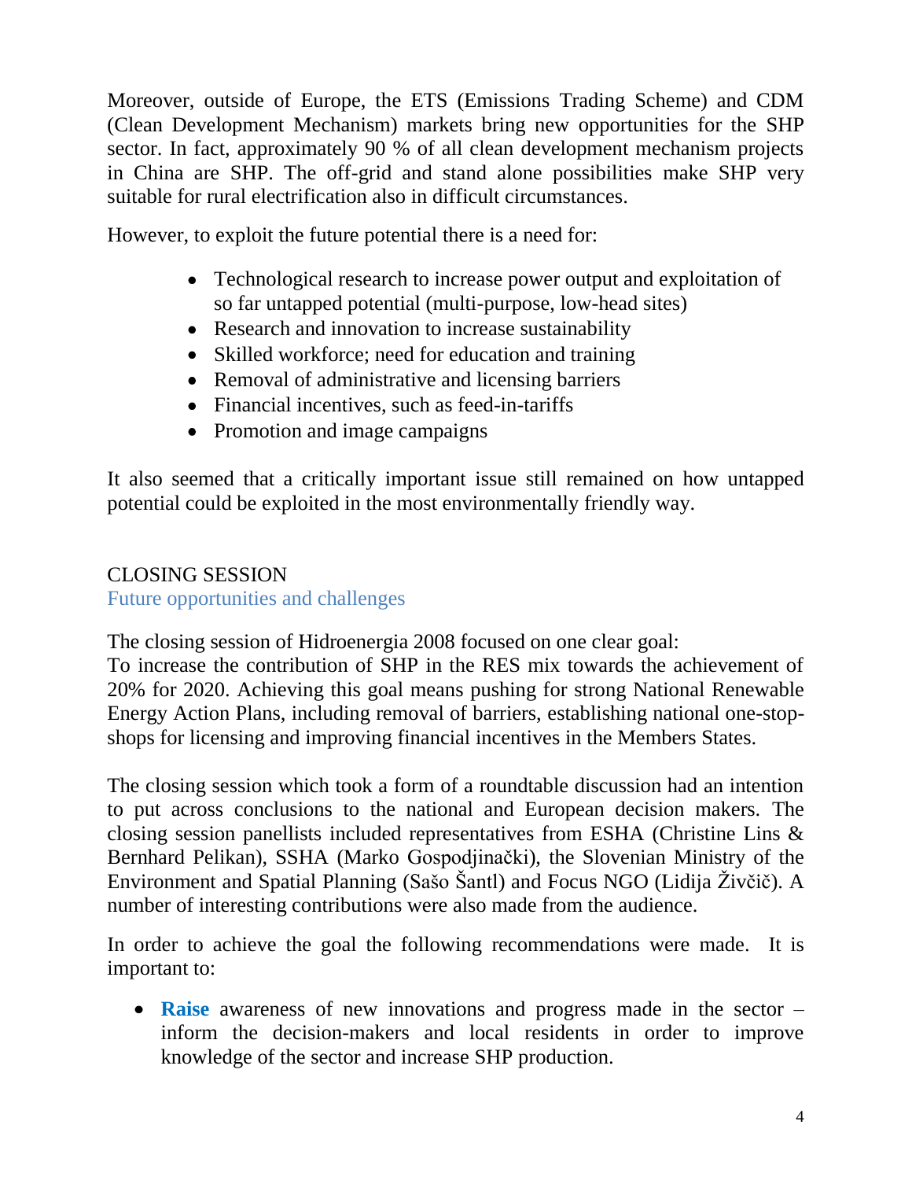Moreover, outside of Europe, the ETS (Emissions Trading Scheme) and CDM (Clean Development Mechanism) markets bring new opportunities for the SHP sector. In fact, approximately 90 % of all clean development mechanism projects in China are SHP. The off-grid and stand alone possibilities make SHP very suitable for rural electrification also in difficult circumstances.

However, to exploit the future potential there is a need for:

- Technological research to increase power output and exploitation of so far untapped potential (multi-purpose, low-head sites)
- Research and innovation to increase sustainability
- Skilled workforce; need for education and training
- Removal of administrative and licensing barriers
- Financial incentives, such as feed-in-tariffs
- Promotion and image campaigns

It also seemed that a critically important issue still remained on how untapped potential could be exploited in the most environmentally friendly way.

## CLOSING SESSION

### Future opportunities and challenges

The closing session of Hidroenergia 2008 focused on one clear goal:
To increase the contribution of SHP in the RES mix towards the achievement of 20% for 2020. Achieving this goal means pushing for strong National Renewable Energy Action Plans, including removal of barriers, establishing national one-stop-shops for licensing and improving financial incentives in the Members States.

The closing session which took a form of a roundtable discussion had an intention to put across conclusions to the national and European decision makers. The closing session panellists included representatives from ESHA (Christine Lins & Bernhard Pelikan), SSHA (Marko Gospodjinački), the Slovenian Ministry of the Environment and Spatial Planning (Sašo Šantl) and Focus NGO (Lidija Živčič). A number of interesting contributions were also made from the audience.

In order to achieve the goal the following recommendations were made. It is important to:

- **Raise** awareness of new innovations and progress made in the sector – inform the decision-makers and local residents in order to improve knowledge of the sector and increase SHP production.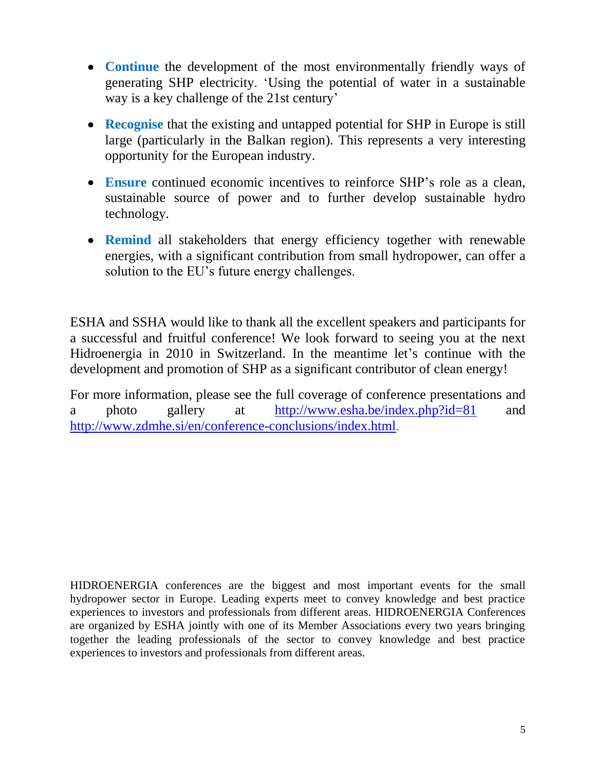- **Continue** the development of the most environmentally friendly ways of generating SHP electricity. 'Using the potential of water in a sustainable way is a key challenge of the 21st century'

- **Recognise** that the existing and untapped potential for SHP in Europe is still large (particularly in the Balkan region). This represents a very interesting opportunity for the European industry.

- **Ensure** continued economic incentives to reinforce SHP's role as a clean, sustainable source of power and to further develop sustainable hydro technology.

- **Remind** all stakeholders that energy efficiency together with renewable energies, with a significant contribution from small hydropower, can offer a solution to the EU's future energy challenges.

ESHA and SSHA would like to thank all the excellent speakers and participants for a successful and fruitful conference! We look forward to seeing you at the next Hidroenergia in 2010 in Switzerland. In the meantime let's continue with the development and promotion of SHP as a significant contributor of clean energy!

For more information, please see the full coverage of conference presentations and a photo gallery at http://www.esha.be/index.php?id=81 and http://www.zdmhe.si/en/conference-conclusions/index.html.

HIDROENERGIA conferences are the biggest and most important events for the small hydropower sector in Europe. Leading experts meet to convey knowledge and best practice experiences to investors and professionals from different areas. HIDROENERGIA Conferences are organized by ESHA jointly with one of its Member Associations every two years bringing together the leading professionals of the sector to convey knowledge and best practice experiences to investors and professionals from different areas.